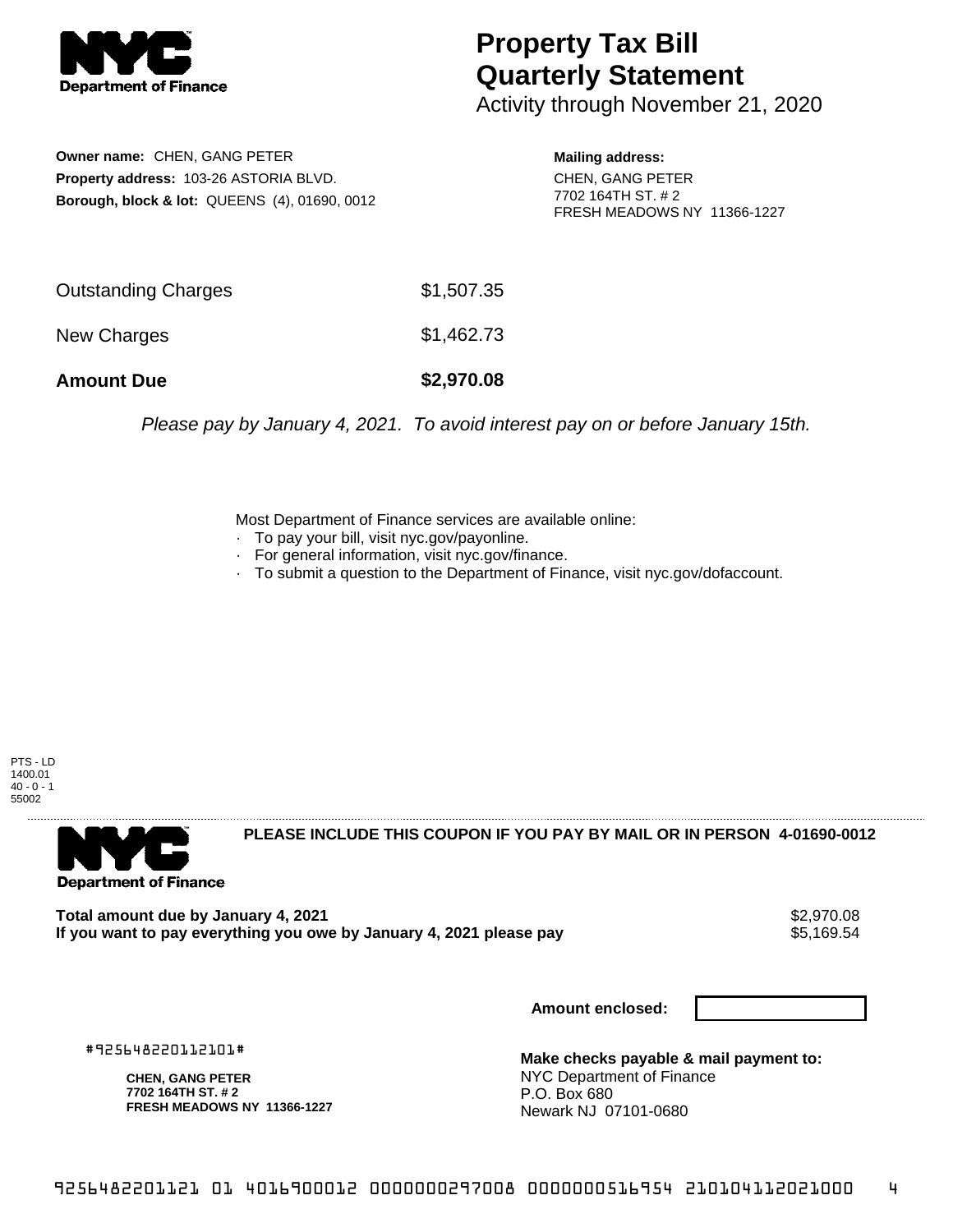# Property Tax Bill Quarterly Statement

Activity through November 21, 2020

**Owner name:** CHEN, GANG PETER
**Property address:** 103-26 ASTORIA BLVD.
**Borough, block & lot:** QUEENS (4), 01690, 0012

**Mailing address:**
CHEN, GANG PETER
7702 164TH ST. # 2
FRESH MEADOWS NY 11366-1227

| | |
|---|---|
| Outstanding Charges | $1,507.35 |
| New Charges | $1,462.73 |
| **Amount Due** | **$2,970.08** |

*Please pay by January 4, 2021. To avoid interest pay on or before January 15th.*

Most Department of Finance services are available online:

- To pay your bill, visit nyc.gov/payonline.
- For general information, visit nyc.gov/finance.
- To submit a question to the Department of Finance, visit nyc.gov/dofaccount.

PTS - LD
1400.01
40 - 0 - 1
55002

**PLEASE INCLUDE THIS COUPON IF YOU PAY BY MAIL OR IN PERSON 4-01690-0012**

**Total amount due by January 4, 2021** $2,970.08
**If you want to pay everything you owe by January 4, 2021 please pay** $5,169.54

**Amount enclosed:**

#925648220112101#

**CHEN, GANG PETER**
**7702 164TH ST. # 2**
**FRESH MEADOWS NY 11366-1227**

**Make checks payable & mail payment to:**
NYC Department of Finance
P.O. Box 680
Newark NJ 07101-0680

9256482201121 01 4016900012 0000000297008 0000000516954 210104112021000 4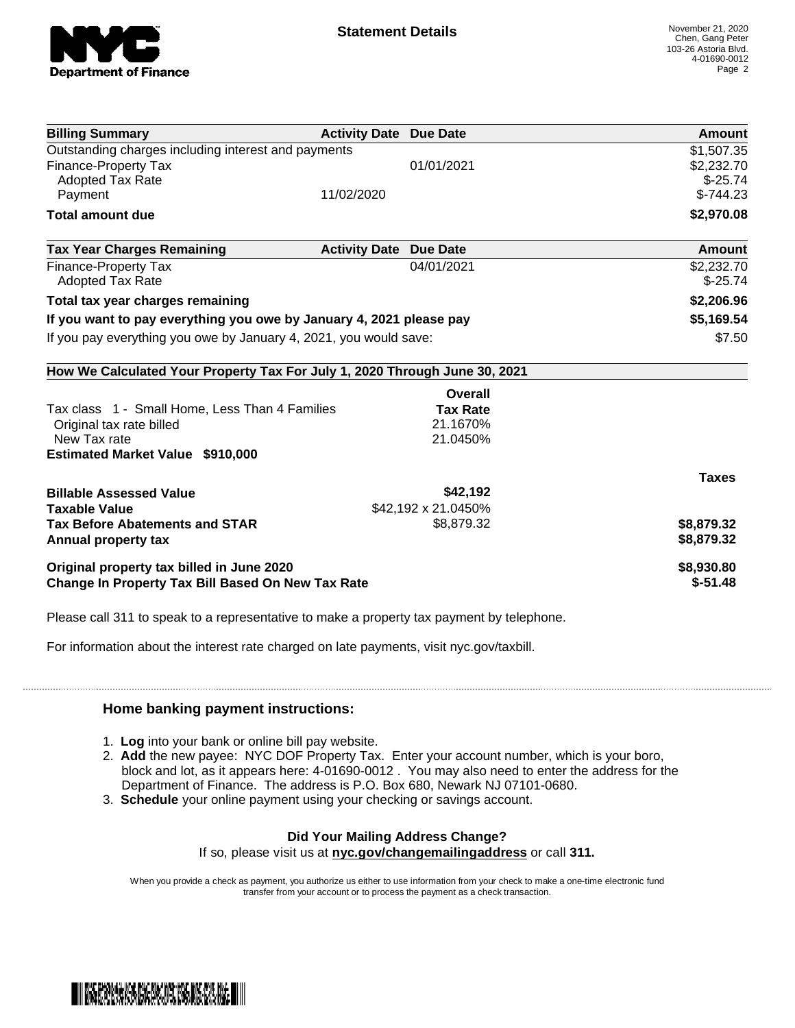**Statement Details**

November 21, 2020
Chen, Gang Peter
103-26 Astoria Blvd.
4-01690-0012

| Billing Summary | Activity Date | Due Date | Amount |
|---|---|---|---|
| Outstanding charges including interest and payments | | | $1,507.35 |
| Finance-Property Tax | | 01/01/2021 | $2,232.70 |
| Adopted Tax Rate | | | $-25.74 |
| Payment | 11/02/2020 | | $-744.23 |
| **Total amount due** | | | **$2,970.08** |

| Tax Year Charges Remaining | Activity Date | Due Date | Amount |
|---|---|---|---|
| Finance-Property Tax | | 04/01/2021 | $2,232.70 |
| Adopted Tax Rate | | | $-25.74 |
| **Total tax year charges remaining** | | | **$2,206.96** |
| **If you want to pay everything you owe by January 4, 2021 please pay** | | | **$5,169.54** |
| If you pay everything you owe by January 4, 2021, you would save: | | | $7.50 |

**How We Calculated Your Property Tax For July 1, 2020 Through June 30, 2021**

| | Overall Tax Rate |
|---|---|
| Tax class 1 - Small Home, Less Than 4 Families | |
| Original tax rate billed | 21.1670% |
| New Tax rate | 21.0450% |

**Estimated Market Value $910,000**

| | | Taxes |
|---|---|---|
| **Billable Assessed Value** | $42,192 | |
| **Taxable Value** | $42,192 x 21.0450% | |
| **Tax Before Abatements and STAR** | $8,879.32 | $8,879.32 |
| **Annual property tax** | | $8,879.32 |
| **Original property tax billed in June 2020** | | $8,930.80 |
| **Change In Property Tax Bill Based On New Tax Rate** | | $-51.48 |

Please call 311 to speak to a representative to make a property tax payment by telephone.

For information about the interest rate charged on late payments, visit nyc.gov/taxbill.

### Home banking payment instructions:

1. **Log** into your bank or online bill pay website.
2. **Add** the new payee: NYC DOF Property Tax. Enter your account number, which is your boro, block and lot, as it appears here: 4-01690-0012 . You may also need to enter the address for the Department of Finance. The address is P.O. Box 680, Newark NJ 07101-0680.
3. **Schedule** your online payment using your checking or savings account.

**Did Your Mailing Address Change?**

If so, please visit us at **nyc.gov/changemailingaddress** or call **311.**

When you provide a check as payment, you authorize us either to use information from your check to make a one-time electronic fund transfer from your account or to process the payment as a check transaction.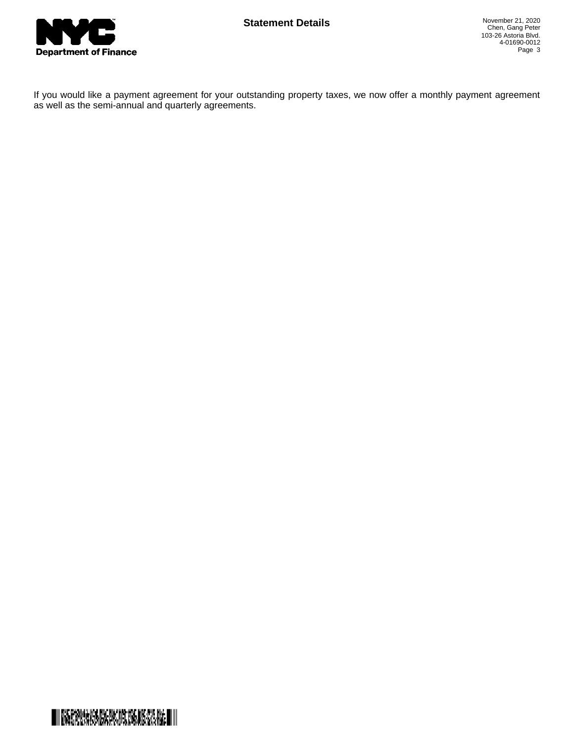If you would like a payment agreement for your outstanding property taxes, we now offer a monthly payment agreement as well as the semi-annual and quarterly agreements.